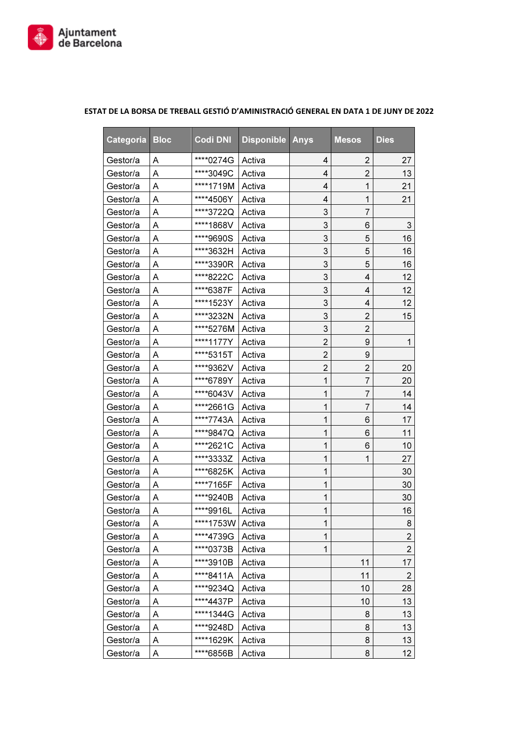**ESTAT DE LA BORSA DE TREBALL GESTIÓ D'AMINISTRACIÓ GENERAL EN DATA 1 DE JUNY DE 2022**

| Categoria | Bloc | Codi DNI | Disponible | Anys | Mesos | Dies |
|---|---|---|---|---|---|---|
| Gestor/a | A | ****0274G | Activa | 4 | 2 | 27 |
| Gestor/a | A | ****3049C | Activa | 4 | 2 | 13 |
| Gestor/a | A | ****1719M | Activa | 4 | 1 | 21 |
| Gestor/a | A | ****4506Y | Activa | 4 | 1 | 21 |
| Gestor/a | A | ****3722Q | Activa | 3 | 7 | |
| Gestor/a | A | ****1868V | Activa | 3 | 6 | 3 |
| Gestor/a | A | ****9690S | Activa | 3 | 5 | 16 |
| Gestor/a | A | ****3632H | Activa | 3 | 5 | 16 |
| Gestor/a | A | ****3390R | Activa | 3 | 5 | 16 |
| Gestor/a | A | ****8222C | Activa | 3 | 4 | 12 |
| Gestor/a | A | ****6387F | Activa | 3 | 4 | 12 |
| Gestor/a | A | ****1523Y | Activa | 3 | 4 | 12 |
| Gestor/a | A | ****3232N | Activa | 3 | 2 | 15 |
| Gestor/a | A | ****5276M | Activa | 3 | 2 | |
| Gestor/a | A | ****1177Y | Activa | 2 | 9 | 1 |
| Gestor/a | A | ****5315T | Activa | 2 | 9 | |
| Gestor/a | A | ****9362V | Activa | 2 | 2 | 20 |
| Gestor/a | A | ****6789Y | Activa | 1 | 7 | 20 |
| Gestor/a | A | ****6043V | Activa | 1 | 7 | 14 |
| Gestor/a | A | ****2661G | Activa | 1 | 7 | 14 |
| Gestor/a | A | ****7743A | Activa | 1 | 6 | 17 |
| Gestor/a | A | ****9847Q | Activa | 1 | 6 | 11 |
| Gestor/a | A | ****2621C | Activa | 1 | 6 | 10 |
| Gestor/a | A | ****3333Z | Activa | 1 | 1 | 27 |
| Gestor/a | A | ****6825K | Activa | 1 | | 30 |
| Gestor/a | A | ****7165F | Activa | 1 | | 30 |
| Gestor/a | A | ****9240B | Activa | 1 | | 30 |
| Gestor/a | A | ****9916L | Activa | 1 | | 16 |
| Gestor/a | A | ****1753W | Activa | 1 | | 8 |
| Gestor/a | A | ****4739G | Activa | 1 | | 2 |
| Gestor/a | A | ****0373B | Activa | 1 | | 2 |
| Gestor/a | A | ****3910B | Activa | | 11 | 17 |
| Gestor/a | A | ****8411A | Activa | | 11 | 2 |
| Gestor/a | A | ****9234Q | Activa | | 10 | 28 |
| Gestor/a | A | ****4437P | Activa | | 10 | 13 |
| Gestor/a | A | ****1344G | Activa | | 8 | 13 |
| Gestor/a | A | ****9248D | Activa | | 8 | 13 |
| Gestor/a | A | ****1629K | Activa | | 8 | 13 |
| Gestor/a | A | ****6856B | Activa | | 8 | 12 |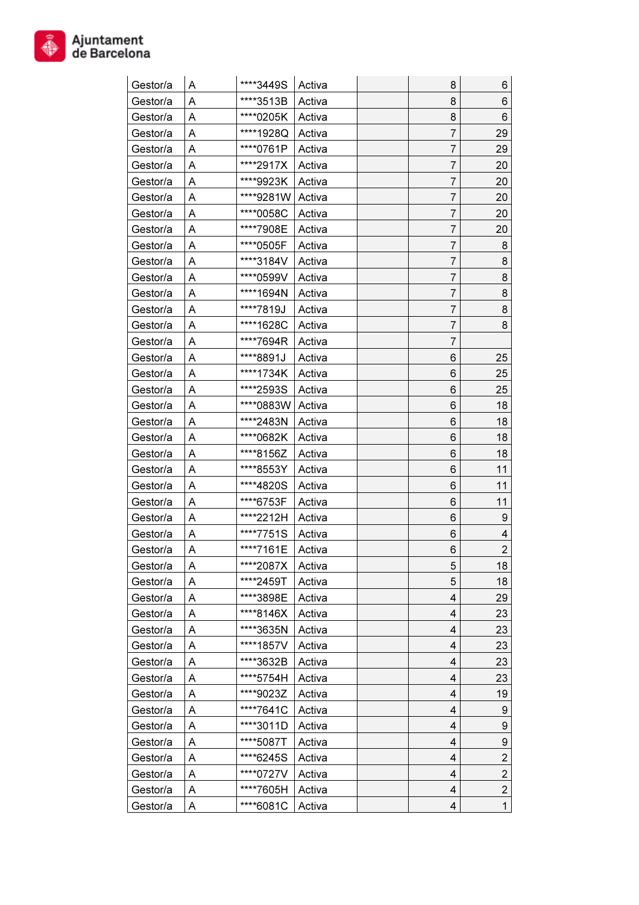| | | | | | | |
|---|---|---|---|---|---|---|
| Gestor/a | A | ****3449S | Activa | | 8 | 6 |
| Gestor/a | A | ****3513B | Activa | | 8 | 6 |
| Gestor/a | A | ****0205K | Activa | | 8 | 6 |
| Gestor/a | A | ****1928Q | Activa | | 7 | 29 |
| Gestor/a | A | ****0761P | Activa | | 7 | 29 |
| Gestor/a | A | ****2917X | Activa | | 7 | 20 |
| Gestor/a | A | ****9923K | Activa | | 7 | 20 |
| Gestor/a | A | ****9281W | Activa | | 7 | 20 |
| Gestor/a | A | ****0058C | Activa | | 7 | 20 |
| Gestor/a | A | ****7908E | Activa | | 7 | 20 |
| Gestor/a | A | ****0505F | Activa | | 7 | 8 |
| Gestor/a | A | ****3184V | Activa | | 7 | 8 |
| Gestor/a | A | ****0599V | Activa | | 7 | 8 |
| Gestor/a | A | ****1694N | Activa | | 7 | 8 |
| Gestor/a | A | ****7819J | Activa | | 7 | 8 |
| Gestor/a | A | ****1628C | Activa | | 7 | 8 |
| Gestor/a | A | ****7694R | Activa | | 7 | |
| Gestor/a | A | ****8891J | Activa | | 6 | 25 |
| Gestor/a | A | ****1734K | Activa | | 6 | 25 |
| Gestor/a | A | ****2593S | Activa | | 6 | 25 |
| Gestor/a | A | ****0883W | Activa | | 6 | 18 |
| Gestor/a | A | ****2483N | Activa | | 6 | 18 |
| Gestor/a | A | ****0682K | Activa | | 6 | 18 |
| Gestor/a | A | ****8156Z | Activa | | 6 | 18 |
| Gestor/a | A | ****8553Y | Activa | | 6 | 11 |
| Gestor/a | A | ****4820S | Activa | | 6 | 11 |
| Gestor/a | A | ****6753F | Activa | | 6 | 11 |
| Gestor/a | A | ****2212H | Activa | | 6 | 9 |
| Gestor/a | A | ****7751S | Activa | | 6 | 4 |
| Gestor/a | A | ****7161E | Activa | | 6 | 2 |
| Gestor/a | A | ****2087X | Activa | | 5 | 18 |
| Gestor/a | A | ****2459T | Activa | | 5 | 18 |
| Gestor/a | A | ****3898E | Activa | | 4 | 29 |
| Gestor/a | A | ****8146X | Activa | | 4 | 23 |
| Gestor/a | A | ****3635N | Activa | | 4 | 23 |
| Gestor/a | A | ****1857V | Activa | | 4 | 23 |
| Gestor/a | A | ****3632B | Activa | | 4 | 23 |
| Gestor/a | A | ****5754H | Activa | | 4 | 23 |
| Gestor/a | A | ****9023Z | Activa | | 4 | 19 |
| Gestor/a | A | ****7641C | Activa | | 4 | 9 |
| Gestor/a | A | ****3011D | Activa | | 4 | 9 |
| Gestor/a | A | ****5087T | Activa | | 4 | 9 |
| Gestor/a | A | ****6245S | Activa | | 4 | 2 |
| Gestor/a | A | ****0727V | Activa | | 4 | 2 |
| Gestor/a | A | ****7605H | Activa | | 4 | 2 |
| Gestor/a | A | ****6081C | Activa | | 4 | 1 |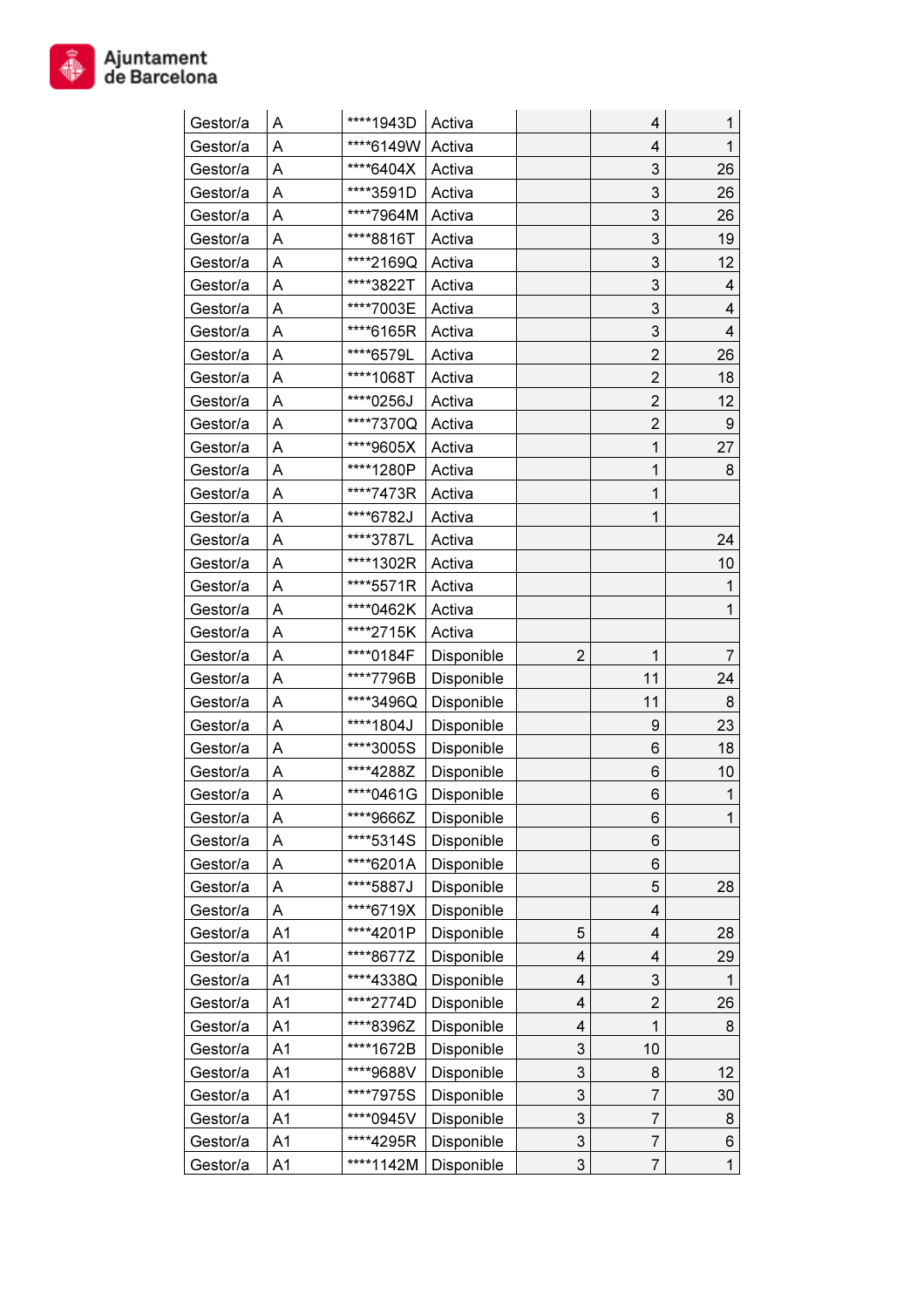| | | | | | | |
|---|---|---|---|---|---|---|
| Gestor/a | A | ****1943D | Activa | | 4 | 1 |
| Gestor/a | A | ****6149W | Activa | | 4 | 1 |
| Gestor/a | A | ****6404X | Activa | | 3 | 26 |
| Gestor/a | A | ****3591D | Activa | | 3 | 26 |
| Gestor/a | A | ****7964M | Activa | | 3 | 26 |
| Gestor/a | A | ****8816T | Activa | | 3 | 19 |
| Gestor/a | A | ****2169Q | Activa | | 3 | 12 |
| Gestor/a | A | ****3822T | Activa | | 3 | 4 |
| Gestor/a | A | ****7003E | Activa | | 3 | 4 |
| Gestor/a | A | ****6165R | Activa | | 3 | 4 |
| Gestor/a | A | ****6579L | Activa | | 2 | 26 |
| Gestor/a | A | ****1068T | Activa | | 2 | 18 |
| Gestor/a | A | ****0256J | Activa | | 2 | 12 |
| Gestor/a | A | ****7370Q | Activa | | 2 | 9 |
| Gestor/a | A | ****9605X | Activa | | 1 | 27 |
| Gestor/a | A | ****1280P | Activa | | 1 | 8 |
| Gestor/a | A | ****7473R | Activa | | 1 | |
| Gestor/a | A | ****6782J | Activa | | 1 | |
| Gestor/a | A | ****3787L | Activa | | | 24 |
| Gestor/a | A | ****1302R | Activa | | | 10 |
| Gestor/a | A | ****5571R | Activa | | | 1 |
| Gestor/a | A | ****0462K | Activa | | | 1 |
| Gestor/a | A | ****2715K | Activa | | | |
| Gestor/a | A | ****0184F | Disponible | 2 | 1 | 7 |
| Gestor/a | A | ****7796B | Disponible | | 11 | 24 |
| Gestor/a | A | ****3496Q | Disponible | | 11 | 8 |
| Gestor/a | A | ****1804J | Disponible | | 9 | 23 |
| Gestor/a | A | ****3005S | Disponible | | 6 | 18 |
| Gestor/a | A | ****4288Z | Disponible | | 6 | 10 |
| Gestor/a | A | ****0461G | Disponible | | 6 | 1 |
| Gestor/a | A | ****9666Z | Disponible | | 6 | 1 |
| Gestor/a | A | ****5314S | Disponible | | 6 | |
| Gestor/a | A | ****6201A | Disponible | | 6 | |
| Gestor/a | A | ****5887J | Disponible | | 5 | 28 |
| Gestor/a | A | ****6719X | Disponible | | 4 | |
| Gestor/a | A1 | ****4201P | Disponible | 5 | 4 | 28 |
| Gestor/a | A1 | ****8677Z | Disponible | 4 | 4 | 29 |
| Gestor/a | A1 | ****4338Q | Disponible | 4 | 3 | 1 |
| Gestor/a | A1 | ****2774D | Disponible | 4 | 2 | 26 |
| Gestor/a | A1 | ****8396Z | Disponible | 4 | 1 | 8 |
| Gestor/a | A1 | ****1672B | Disponible | 3 | 10 | |
| Gestor/a | A1 | ****9688V | Disponible | 3 | 8 | 12 |
| Gestor/a | A1 | ****7975S | Disponible | 3 | 7 | 30 |
| Gestor/a | A1 | ****0945V | Disponible | 3 | 7 | 8 |
| Gestor/a | A1 | ****4295R | Disponible | 3 | 7 | 6 |
| Gestor/a | A1 | ****1142M | Disponible | 3 | 7 | 1 |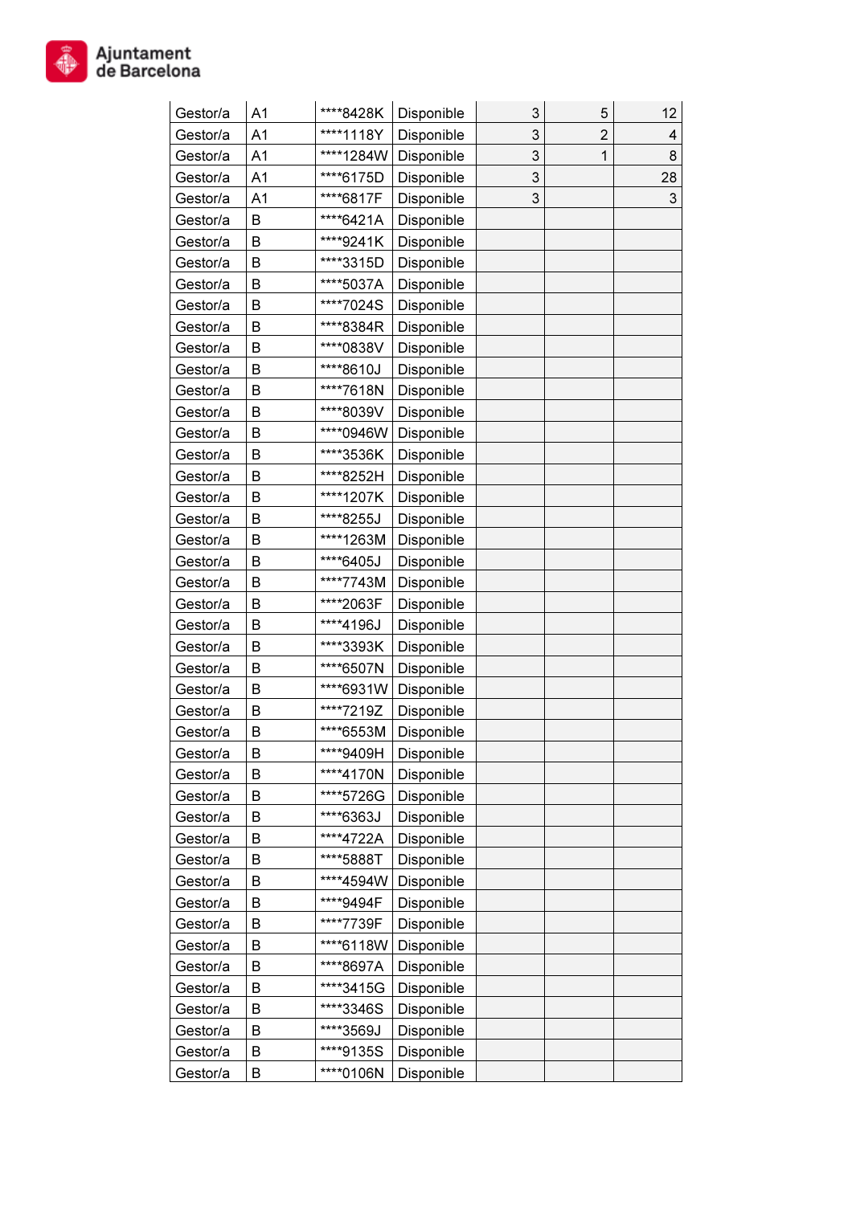| | | | | | | |
|---|---|---|---|---|---|---|
| Gestor/a | A1 | ****8428K | Disponible | 3 | 5 | 12 |
| Gestor/a | A1 | ****1118Y | Disponible | 3 | 2 | 4 |
| Gestor/a | A1 | ****1284W | Disponible | 3 | 1 | 8 |
| Gestor/a | A1 | ****6175D | Disponible | 3 | | 28 |
| Gestor/a | A1 | ****6817F | Disponible | 3 | | 3 |
| Gestor/a | B | ****6421A | Disponible | | | |
| Gestor/a | B | ****9241K | Disponible | | | |
| Gestor/a | B | ****3315D | Disponible | | | |
| Gestor/a | B | ****5037A | Disponible | | | |
| Gestor/a | B | ****7024S | Disponible | | | |
| Gestor/a | B | ****8384R | Disponible | | | |
| Gestor/a | B | ****0838V | Disponible | | | |
| Gestor/a | B | ****8610J | Disponible | | | |
| Gestor/a | B | ****7618N | Disponible | | | |
| Gestor/a | B | ****8039V | Disponible | | | |
| Gestor/a | B | ****0946W | Disponible | | | |
| Gestor/a | B | ****3536K | Disponible | | | |
| Gestor/a | B | ****8252H | Disponible | | | |
| Gestor/a | B | ****1207K | Disponible | | | |
| Gestor/a | B | ****8255J | Disponible | | | |
| Gestor/a | B | ****1263M | Disponible | | | |
| Gestor/a | B | ****6405J | Disponible | | | |
| Gestor/a | B | ****7743M | Disponible | | | |
| Gestor/a | B | ****2063F | Disponible | | | |
| Gestor/a | B | ****4196J | Disponible | | | |
| Gestor/a | B | ****3393K | Disponible | | | |
| Gestor/a | B | ****6507N | Disponible | | | |
| Gestor/a | B | ****6931W | Disponible | | | |
| Gestor/a | B | ****7219Z | Disponible | | | |
| Gestor/a | B | ****6553M | Disponible | | | |
| Gestor/a | B | ****9409H | Disponible | | | |
| Gestor/a | B | ****4170N | Disponible | | | |
| Gestor/a | B | ****5726G | Disponible | | | |
| Gestor/a | B | ****6363J | Disponible | | | |
| Gestor/a | B | ****4722A | Disponible | | | |
| Gestor/a | B | ****5888T | Disponible | | | |
| Gestor/a | B | ****4594W | Disponible | | | |
| Gestor/a | B | ****9494F | Disponible | | | |
| Gestor/a | B | ****7739F | Disponible | | | |
| Gestor/a | B | ****6118W | Disponible | | | |
| Gestor/a | B | ****8697A | Disponible | | | |
| Gestor/a | B | ****3415G | Disponible | | | |
| Gestor/a | B | ****3346S | Disponible | | | |
| Gestor/a | B | ****3569J | Disponible | | | |
| Gestor/a | B | ****9135S | Disponible | | | |
| Gestor/a | B | ****0106N | Disponible | | | |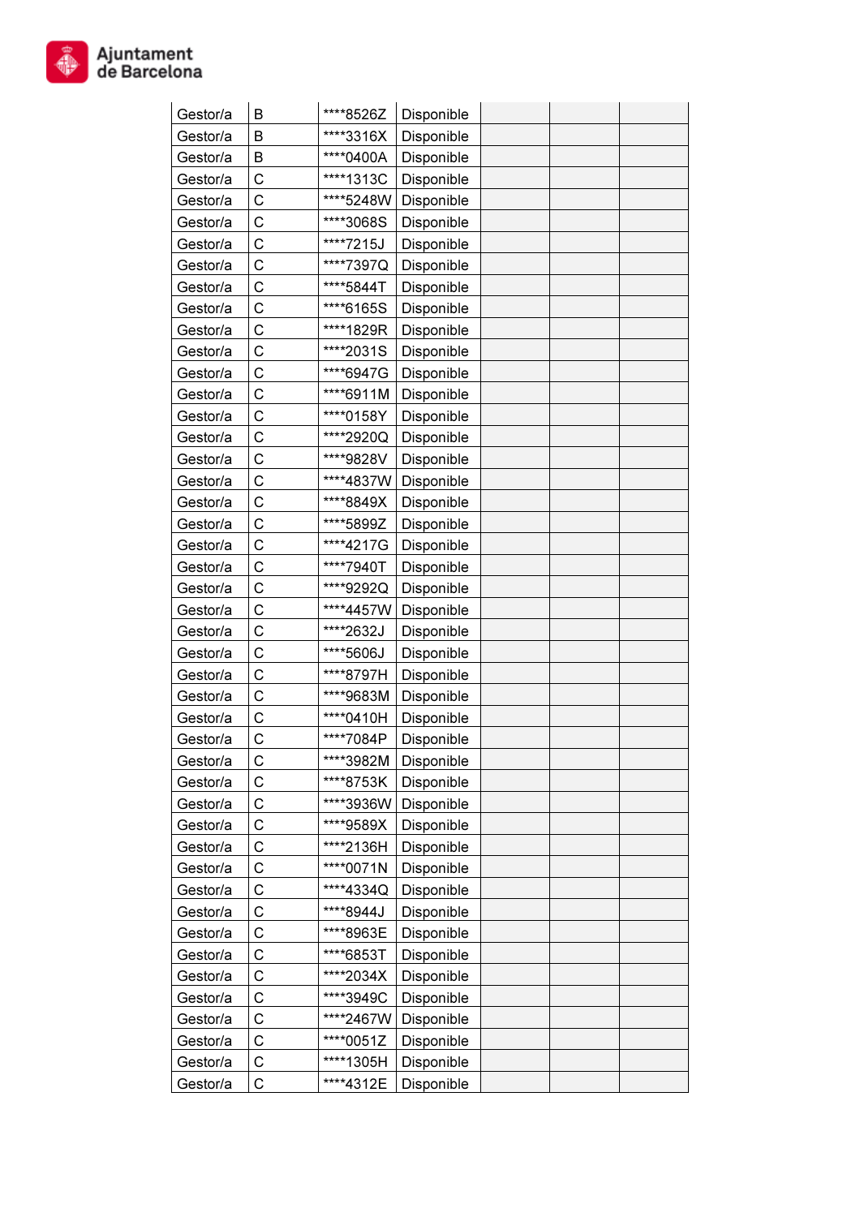| | | | | | | |
|---|---|---|---|---|---|---|
| Gestor/a | B | ****8526Z | Disponible | | | |
| Gestor/a | B | ****3316X | Disponible | | | |
| Gestor/a | B | ****0400A | Disponible | | | |
| Gestor/a | C | ****1313C | Disponible | | | |
| Gestor/a | C | ****5248W | Disponible | | | |
| Gestor/a | C | ****3068S | Disponible | | | |
| Gestor/a | C | ****7215J | Disponible | | | |
| Gestor/a | C | ****7397Q | Disponible | | | |
| Gestor/a | C | ****5844T | Disponible | | | |
| Gestor/a | C | ****6165S | Disponible | | | |
| Gestor/a | C | ****1829R | Disponible | | | |
| Gestor/a | C | ****2031S | Disponible | | | |
| Gestor/a | C | ****6947G | Disponible | | | |
| Gestor/a | C | ****6911M | Disponible | | | |
| Gestor/a | C | ****0158Y | Disponible | | | |
| Gestor/a | C | ****2920Q | Disponible | | | |
| Gestor/a | C | ****9828V | Disponible | | | |
| Gestor/a | C | ****4837W | Disponible | | | |
| Gestor/a | C | ****8849X | Disponible | | | |
| Gestor/a | C | ****5899Z | Disponible | | | |
| Gestor/a | C | ****4217G | Disponible | | | |
| Gestor/a | C | ****7940T | Disponible | | | |
| Gestor/a | C | ****9292Q | Disponible | | | |
| Gestor/a | C | ****4457W | Disponible | | | |
| Gestor/a | C | ****2632J | Disponible | | | |
| Gestor/a | C | ****5606J | Disponible | | | |
| Gestor/a | C | ****8797H | Disponible | | | |
| Gestor/a | C | ****9683M | Disponible | | | |
| Gestor/a | C | ****0410H | Disponible | | | |
| Gestor/a | C | ****7084P | Disponible | | | |
| Gestor/a | C | ****3982M | Disponible | | | |
| Gestor/a | C | ****8753K | Disponible | | | |
| Gestor/a | C | ****3936W | Disponible | | | |
| Gestor/a | C | ****9589X | Disponible | | | |
| Gestor/a | C | ****2136H | Disponible | | | |
| Gestor/a | C | ****0071N | Disponible | | | |
| Gestor/a | C | ****4334Q | Disponible | | | |
| Gestor/a | C | ****8944J | Disponible | | | |
| Gestor/a | C | ****8963E | Disponible | | | |
| Gestor/a | C | ****6853T | Disponible | | | |
| Gestor/a | C | ****2034X | Disponible | | | |
| Gestor/a | C | ****3949C | Disponible | | | |
| Gestor/a | C | ****2467W | Disponible | | | |
| Gestor/a | C | ****0051Z | Disponible | | | |
| Gestor/a | C | ****1305H | Disponible | | | |
| Gestor/a | C | ****4312E | Disponible | | | |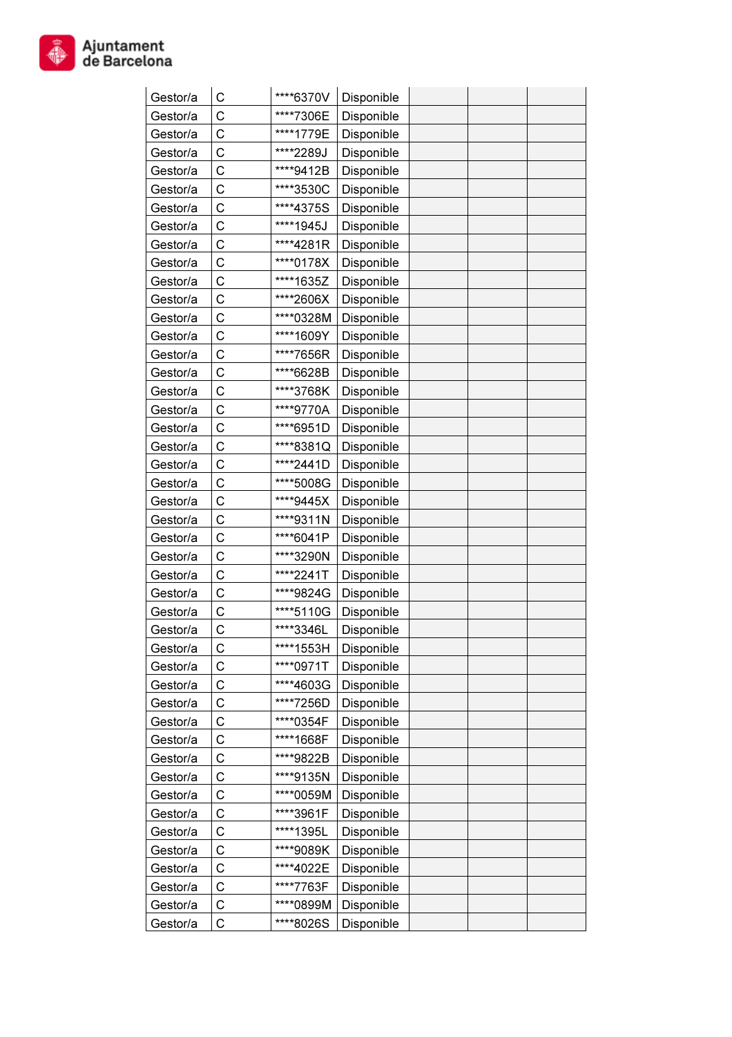| | | | | | | |
|---|---|---|---|---|---|---|
| Gestor/a | C | ****6370V | Disponible | | | |
| Gestor/a | C | ****7306E | Disponible | | | |
| Gestor/a | C | ****1779E | Disponible | | | |
| Gestor/a | C | ****2289J | Disponible | | | |
| Gestor/a | C | ****9412B | Disponible | | | |
| Gestor/a | C | ****3530C | Disponible | | | |
| Gestor/a | C | ****4375S | Disponible | | | |
| Gestor/a | C | ****1945J | Disponible | | | |
| Gestor/a | C | ****4281R | Disponible | | | |
| Gestor/a | C | ****0178X | Disponible | | | |
| Gestor/a | C | ****1635Z | Disponible | | | |
| Gestor/a | C | ****2606X | Disponible | | | |
| Gestor/a | C | ****0328M | Disponible | | | |
| Gestor/a | C | ****1609Y | Disponible | | | |
| Gestor/a | C | ****7656R | Disponible | | | |
| Gestor/a | C | ****6628B | Disponible | | | |
| Gestor/a | C | ****3768K | Disponible | | | |
| Gestor/a | C | ****9770A | Disponible | | | |
| Gestor/a | C | ****6951D | Disponible | | | |
| Gestor/a | C | ****8381Q | Disponible | | | |
| Gestor/a | C | ****2441D | Disponible | | | |
| Gestor/a | C | ****5008G | Disponible | | | |
| Gestor/a | C | ****9445X | Disponible | | | |
| Gestor/a | C | ****9311N | Disponible | | | |
| Gestor/a | C | ****6041P | Disponible | | | |
| Gestor/a | C | ****3290N | Disponible | | | |
| Gestor/a | C | ****2241T | Disponible | | | |
| Gestor/a | C | ****9824G | Disponible | | | |
| Gestor/a | C | ****5110G | Disponible | | | |
| Gestor/a | C | ****3346L | Disponible | | | |
| Gestor/a | C | ****1553H | Disponible | | | |
| Gestor/a | C | ****0971T | Disponible | | | |
| Gestor/a | C | ****4603G | Disponible | | | |
| Gestor/a | C | ****7256D | Disponible | | | |
| Gestor/a | C | ****0354F | Disponible | | | |
| Gestor/a | C | ****1668F | Disponible | | | |
| Gestor/a | C | ****9822B | Disponible | | | |
| Gestor/a | C | ****9135N | Disponible | | | |
| Gestor/a | C | ****0059M | Disponible | | | |
| Gestor/a | C | ****3961F | Disponible | | | |
| Gestor/a | C | ****1395L | Disponible | | | |
| Gestor/a | C | ****9089K | Disponible | | | |
| Gestor/a | C | ****4022E | Disponible | | | |
| Gestor/a | C | ****7763F | Disponible | | | |
| Gestor/a | C | ****0899M | Disponible | | | |
| Gestor/a | C | ****8026S | Disponible | | | |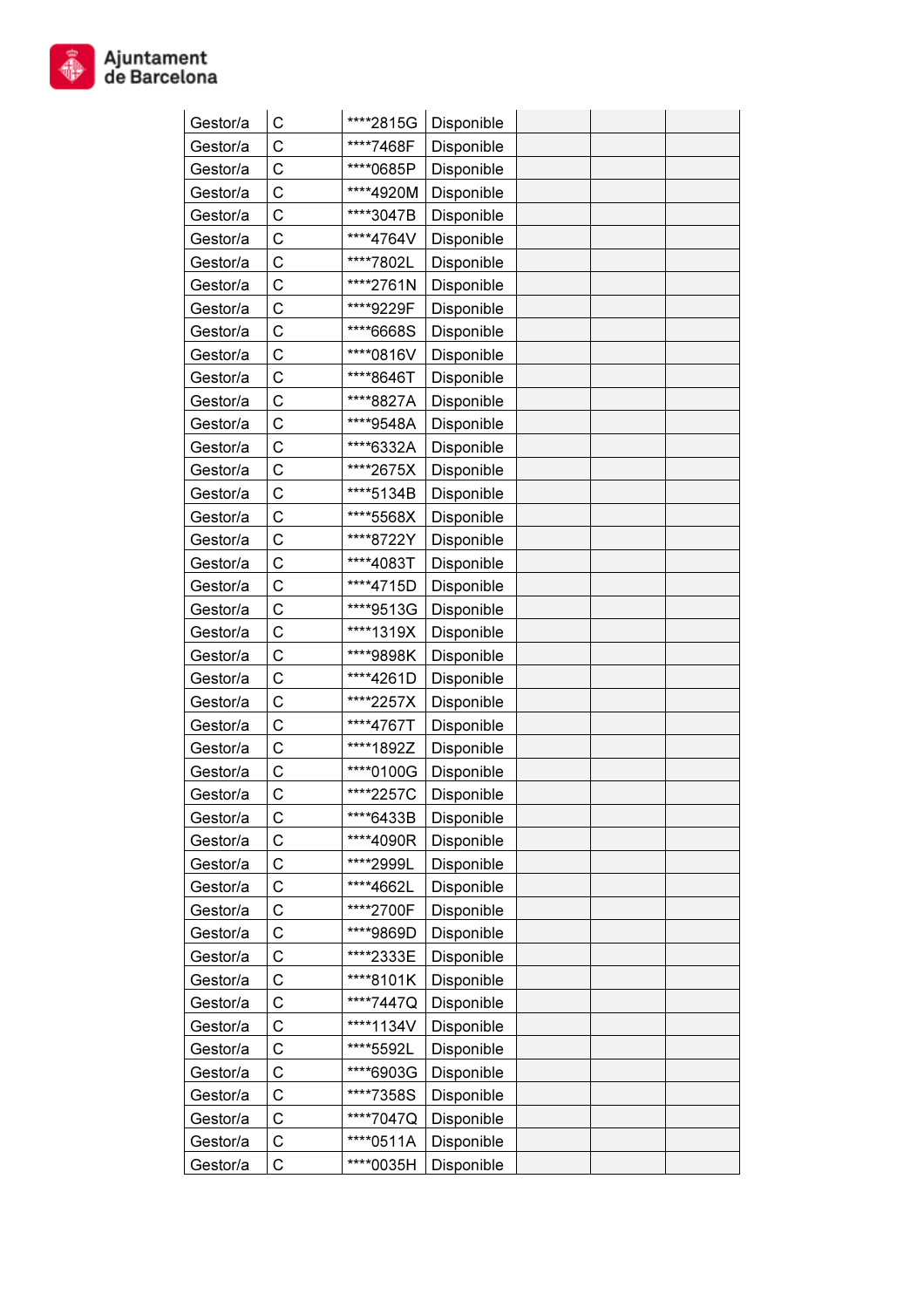| | | | | | | |
|---|---|---|---|---|---|---|
| Gestor/a | C | ****2815G | Disponible | | | |
| Gestor/a | C | ****7468F | Disponible | | | |
| Gestor/a | C | ****0685P | Disponible | | | |
| Gestor/a | C | ****4920M | Disponible | | | |
| Gestor/a | C | ****3047B | Disponible | | | |
| Gestor/a | C | ****4764V | Disponible | | | |
| Gestor/a | C | ****7802L | Disponible | | | |
| Gestor/a | C | ****2761N | Disponible | | | |
| Gestor/a | C | ****9229F | Disponible | | | |
| Gestor/a | C | ****6668S | Disponible | | | |
| Gestor/a | C | ****0816V | Disponible | | | |
| Gestor/a | C | ****8646T | Disponible | | | |
| Gestor/a | C | ****8827A | Disponible | | | |
| Gestor/a | C | ****9548A | Disponible | | | |
| Gestor/a | C | ****6332A | Disponible | | | |
| Gestor/a | C | ****2675X | Disponible | | | |
| Gestor/a | C | ****5134B | Disponible | | | |
| Gestor/a | C | ****5568X | Disponible | | | |
| Gestor/a | C | ****8722Y | Disponible | | | |
| Gestor/a | C | ****4083T | Disponible | | | |
| Gestor/a | C | ****4715D | Disponible | | | |
| Gestor/a | C | ****9513G | Disponible | | | |
| Gestor/a | C | ****1319X | Disponible | | | |
| Gestor/a | C | ****9898K | Disponible | | | |
| Gestor/a | C | ****4261D | Disponible | | | |
| Gestor/a | C | ****2257X | Disponible | | | |
| Gestor/a | C | ****4767T | Disponible | | | |
| Gestor/a | C | ****1892Z | Disponible | | | |
| Gestor/a | C | ****0100G | Disponible | | | |
| Gestor/a | C | ****2257C | Disponible | | | |
| Gestor/a | C | ****6433B | Disponible | | | |
| Gestor/a | C | ****4090R | Disponible | | | |
| Gestor/a | C | ****2999L | Disponible | | | |
| Gestor/a | C | ****4662L | Disponible | | | |
| Gestor/a | C | ****2700F | Disponible | | | |
| Gestor/a | C | ****9869D | Disponible | | | |
| Gestor/a | C | ****2333E | Disponible | | | |
| Gestor/a | C | ****8101K | Disponible | | | |
| Gestor/a | C | ****7447Q | Disponible | | | |
| Gestor/a | C | ****1134V | Disponible | | | |
| Gestor/a | C | ****5592L | Disponible | | | |
| Gestor/a | C | ****6903G | Disponible | | | |
| Gestor/a | C | ****7358S | Disponible | | | |
| Gestor/a | C | ****7047Q | Disponible | | | |
| Gestor/a | C | ****0511A | Disponible | | | |
| Gestor/a | C | ****0035H | Disponible | | | |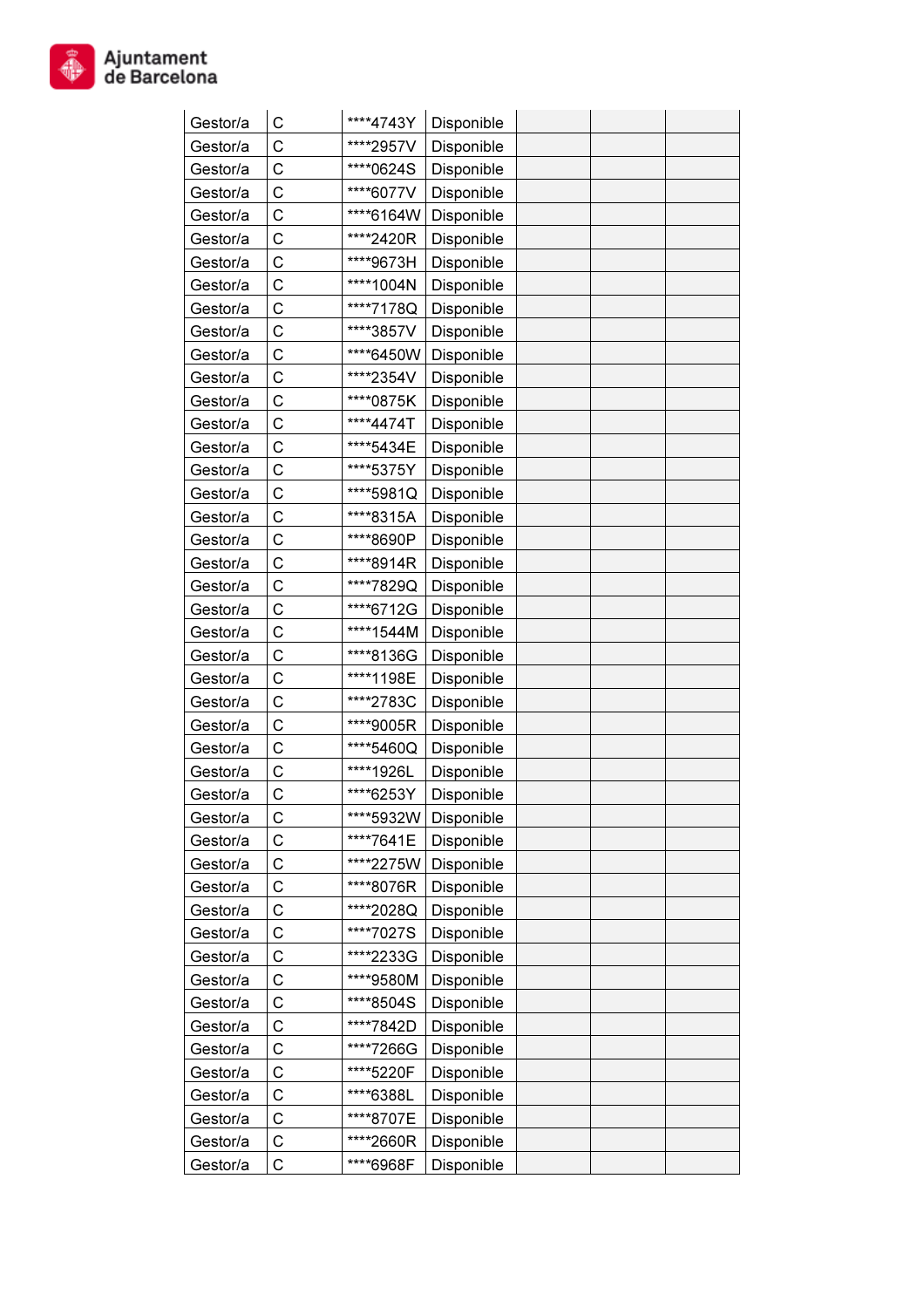| Gestor/a | C | ****4743Y | Disponible | | | |
|---|---|---|---|---|---|---|
| Gestor/a | C | ****2957V | Disponible | | | |
| Gestor/a | C | ****0624S | Disponible | | | |
| Gestor/a | C | ****6077V | Disponible | | | |
| Gestor/a | C | ****6164W | Disponible | | | |
| Gestor/a | C | ****2420R | Disponible | | | |
| Gestor/a | C | ****9673H | Disponible | | | |
| Gestor/a | C | ****1004N | Disponible | | | |
| Gestor/a | C | ****7178Q | Disponible | | | |
| Gestor/a | C | ****3857V | Disponible | | | |
| Gestor/a | C | ****6450W | Disponible | | | |
| Gestor/a | C | ****2354V | Disponible | | | |
| Gestor/a | C | ****0875K | Disponible | | | |
| Gestor/a | C | ****4474T | Disponible | | | |
| Gestor/a | C | ****5434E | Disponible | | | |
| Gestor/a | C | ****5375Y | Disponible | | | |
| Gestor/a | C | ****5981Q | Disponible | | | |
| Gestor/a | C | ****8315A | Disponible | | | |
| Gestor/a | C | ****8690P | Disponible | | | |
| Gestor/a | C | ****8914R | Disponible | | | |
| Gestor/a | C | ****7829Q | Disponible | | | |
| Gestor/a | C | ****6712G | Disponible | | | |
| Gestor/a | C | ****1544M | Disponible | | | |
| Gestor/a | C | ****8136G | Disponible | | | |
| Gestor/a | C | ****1198E | Disponible | | | |
| Gestor/a | C | ****2783C | Disponible | | | |
| Gestor/a | C | ****9005R | Disponible | | | |
| Gestor/a | C | ****5460Q | Disponible | | | |
| Gestor/a | C | ****1926L | Disponible | | | |
| Gestor/a | C | ****6253Y | Disponible | | | |
| Gestor/a | C | ****5932W | Disponible | | | |
| Gestor/a | C | ****7641E | Disponible | | | |
| Gestor/a | C | ****2275W | Disponible | | | |
| Gestor/a | C | ****8076R | Disponible | | | |
| Gestor/a | C | ****2028Q | Disponible | | | |
| Gestor/a | C | ****7027S | Disponible | | | |
| Gestor/a | C | ****2233G | Disponible | | | |
| Gestor/a | C | ****9580M | Disponible | | | |
| Gestor/a | C | ****8504S | Disponible | | | |
| Gestor/a | C | ****7842D | Disponible | | | |
| Gestor/a | C | ****7266G | Disponible | | | |
| Gestor/a | C | ****5220F | Disponible | | | |
| Gestor/a | C | ****6388L | Disponible | | | |
| Gestor/a | C | ****8707E | Disponible | | | |
| Gestor/a | C | ****2660R | Disponible | | | |
| Gestor/a | C | ****6968F | Disponible | | | |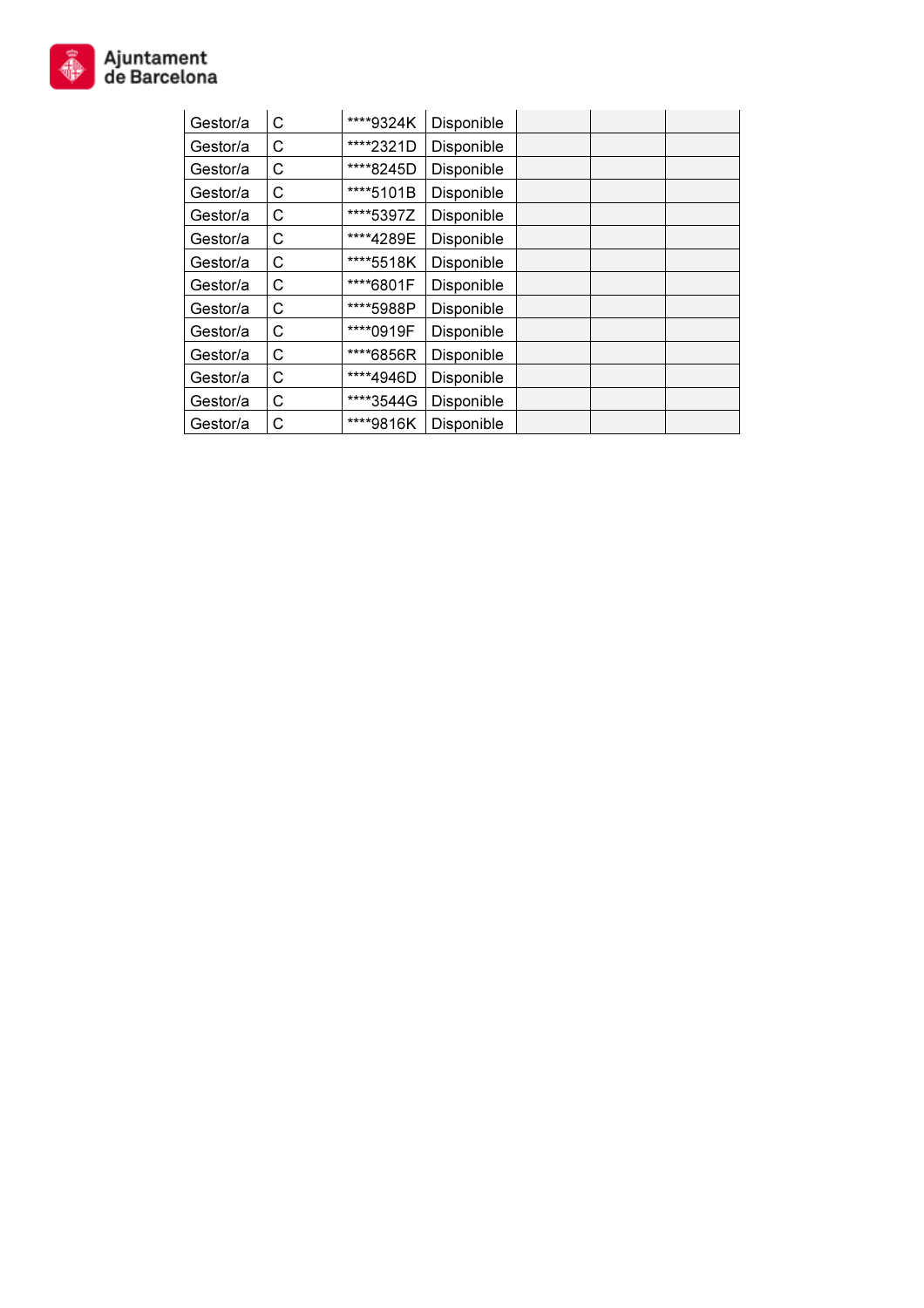| | | | | | | |
|---|---|---|---|---|---|---|
| Gestor/a | C | ****9324K | Disponible | | | |
| Gestor/a | C | ****2321D | Disponible | | | |
| Gestor/a | C | ****8245D | Disponible | | | |
| Gestor/a | C | ****5101B | Disponible | | | |
| Gestor/a | C | ****5397Z | Disponible | | | |
| Gestor/a | C | ****4289E | Disponible | | | |
| Gestor/a | C | ****5518K | Disponible | | | |
| Gestor/a | C | ****6801F | Disponible | | | |
| Gestor/a | C | ****5988P | Disponible | | | |
| Gestor/a | C | ****0919F | Disponible | | | |
| Gestor/a | C | ****6856R | Disponible | | | |
| Gestor/a | C | ****4946D | Disponible | | | |
| Gestor/a | C | ****3544G | Disponible | | | |
| Gestor/a | C | ****9816K | Disponible | | | |